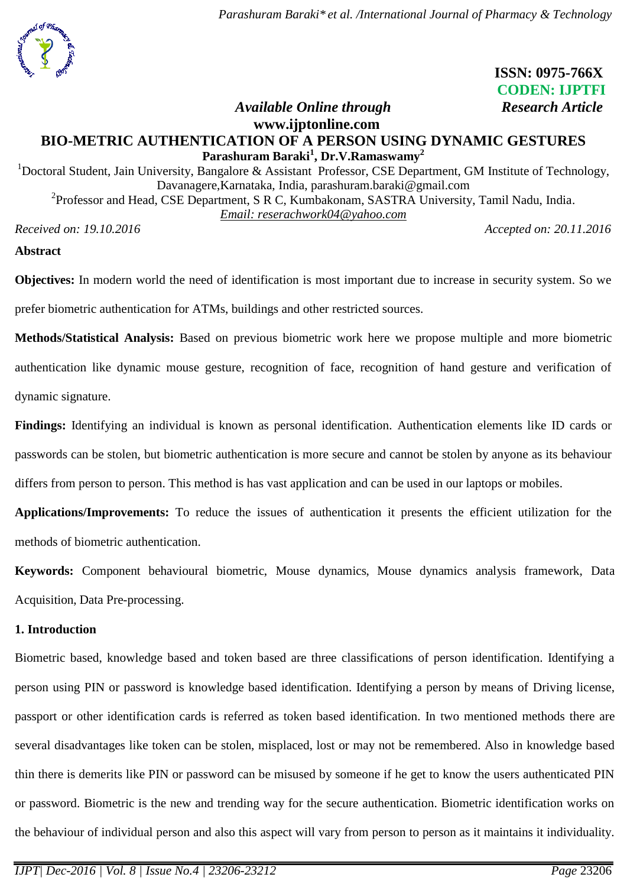ISSN: 0975-766X
CODEN: IJPTFI

*Available Online through* **www.ijptonline.com**

***Research Article***

# BIO-METRIC AUTHENTICATION OF A PERSON USING DYNAMIC GESTURES

**Parashuram Baraki[1], Dr.V.Ramaswamy[2]**

[1]Doctoral Student, Jain University, Bangalore & Assistant Professor, CSE Department, GM Institute of Technology, Davanagere,Karnataka, India, parashuram.baraki@gmail.com

[2]Professor and Head, CSE Department, S R C, Kumbakonam, SASTRA University, Tamil Nadu, India.

*Email: reserachwork04@yahoo.com*

*Received on: 19.10.2016* *Accepted on: 20.11.2016*

## Abstract

**Objectives:** In modern world the need of identification is most important due to increase in security system. So we prefer biometric authentication for ATMs, buildings and other restricted sources.

**Methods/Statistical Analysis:** Based on previous biometric work here we propose multiple and more biometric authentication like dynamic mouse gesture, recognition of face, recognition of hand gesture and verification of dynamic signature.

**Findings:** Identifying an individual is known as personal identification. Authentication elements like ID cards or passwords can be stolen, but biometric authentication is more secure and cannot be stolen by anyone as its behaviour differs from person to person. This method is has vast application and can be used in our laptops or mobiles.

**Applications/Improvements:** To reduce the issues of authentication it presents the efficient utilization for the methods of biometric authentication.

**Keywords:** Component behavioural biometric, Mouse dynamics, Mouse dynamics analysis framework, Data Acquisition, Data Pre-processing.

## 1. Introduction

Biometric based, knowledge based and token based are three classifications of person identification. Identifying a person using PIN or password is knowledge based identification. Identifying a person by means of Driving license, passport or other identification cards is referred as token based identification. In two mentioned methods there are several disadvantages like token can be stolen, misplaced, lost or may not be remembered. Also in knowledge based thin there is demerits like PIN or password can be misused by someone if he get to know the users authenticated PIN or password. Biometric is the new and trending way for the secure authentication. Biometric identification works on the behaviour of individual person and also this aspect will vary from person to person as it maintains it individuality.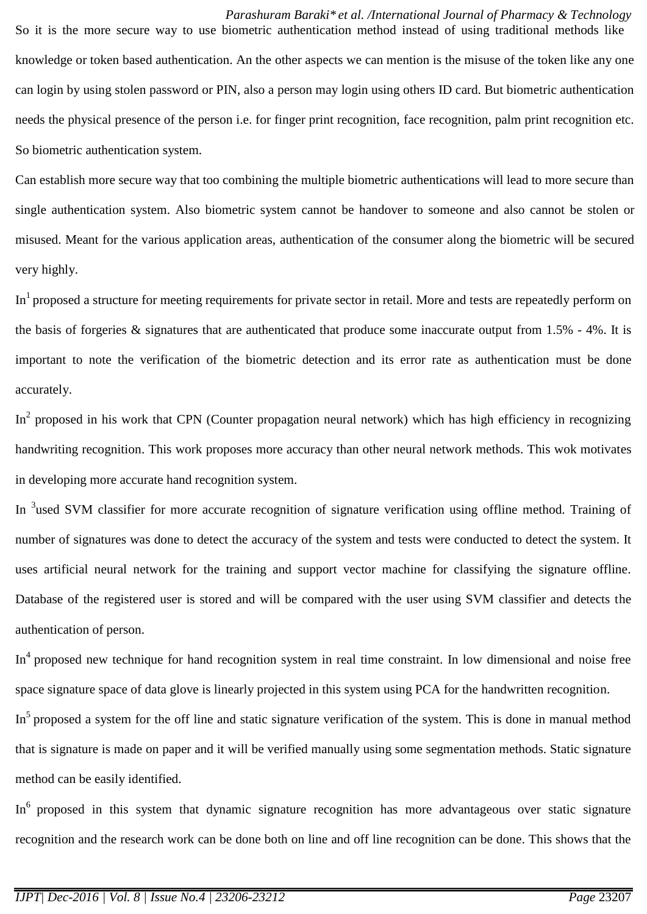So it is the more secure way to use biometric authentication method instead of using traditional methods like knowledge or token based authentication. An the other aspects we can mention is the misuse of the token like any one can login by using stolen password or PIN, also a person may login using others ID card. But biometric authentication needs the physical presence of the person i.e. for finger print recognition, face recognition, palm print recognition etc. So biometric authentication system.

Can establish more secure way that too combining the multiple biometric authentications will lead to more secure than single authentication system. Also biometric system cannot be handover to someone and also cannot be stolen or misused. Meant for the various application areas, authentication of the consumer along the biometric will be secured very highly.

In[1] proposed a structure for meeting requirements for private sector in retail. More and tests are repeatedly perform on the basis of forgeries & signatures that are authenticated that produce some inaccurate output from 1.5% - 4%. It is important to note the verification of the biometric detection and its error rate as authentication must be done accurately.

In[2] proposed in his work that CPN (Counter propagation neural network) which has high efficiency in recognizing handwriting recognition. This work proposes more accuracy than other neural network methods. This wok motivates in developing more accurate hand recognition system.

In [3]used SVM classifier for more accurate recognition of signature verification using offline method. Training of number of signatures was done to detect the accuracy of the system and tests were conducted to detect the system. It uses artificial neural network for the training and support vector machine for classifying the signature offline. Database of the registered user is stored and will be compared with the user using SVM classifier and detects the authentication of person.

In[4] proposed new technique for hand recognition system in real time constraint. In low dimensional and noise free space signature space of data glove is linearly projected in this system using PCA for the handwritten recognition.

In[5] proposed a system for the off line and static signature verification of the system. This is done in manual method that is signature is made on paper and it will be verified manually using some segmentation methods. Static signature method can be easily identified.

In[6] proposed in this system that dynamic signature recognition has more advantageous over static signature recognition and the research work can be done both on line and off line recognition can be done. This shows that the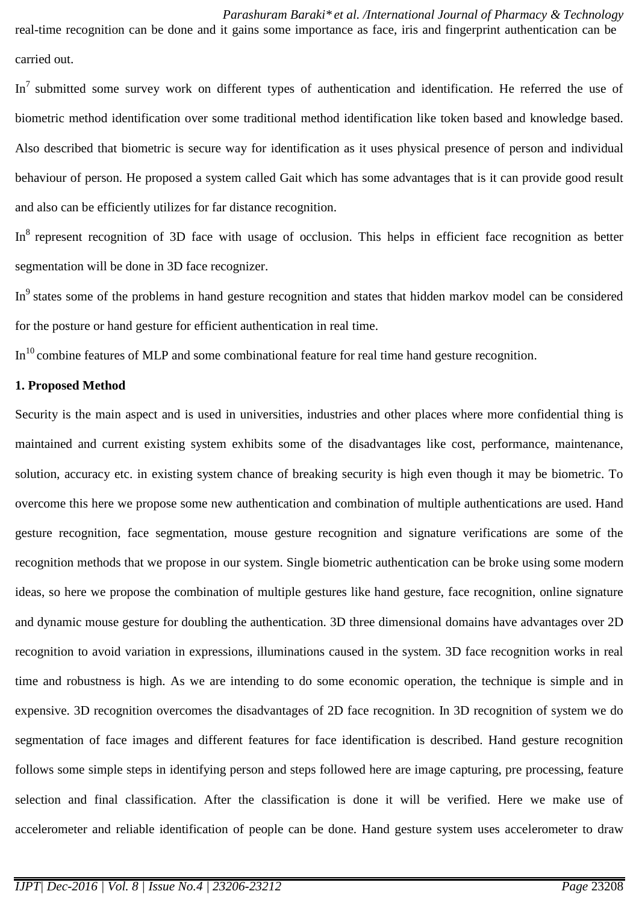real-time recognition can be done and it gains some importance as face, iris and fingerprint authentication can be carried out.

In[7] submitted some survey work on different types of authentication and identification. He referred the use of biometric method identification over some traditional method identification like token based and knowledge based. Also described that biometric is secure way for identification as it uses physical presence of person and individual behaviour of person. He proposed a system called Gait which has some advantages that is it can provide good result and also can be efficiently utilizes for far distance recognition.

In[8] represent recognition of 3D face with usage of occlusion. This helps in efficient face recognition as better segmentation will be done in 3D face recognizer.

In[9] states some of the problems in hand gesture recognition and states that hidden markov model can be considered for the posture or hand gesture for efficient authentication in real time.

In[10] combine features of MLP and some combinational feature for real time hand gesture recognition.

**1. Proposed Method**

Security is the main aspect and is used in universities, industries and other places where more confidential thing is maintained and current existing system exhibits some of the disadvantages like cost, performance, maintenance, solution, accuracy etc. in existing system chance of breaking security is high even though it may be biometric. To overcome this here we propose some new authentication and combination of multiple authentications are used. Hand gesture recognition, face segmentation, mouse gesture recognition and signature verifications are some of the recognition methods that we propose in our system. Single biometric authentication can be broke using some modern ideas, so here we propose the combination of multiple gestures like hand gesture, face recognition, online signature and dynamic mouse gesture for doubling the authentication. 3D three dimensional domains have advantages over 2D recognition to avoid variation in expressions, illuminations caused in the system. 3D face recognition works in real time and robustness is high. As we are intending to do some economic operation, the technique is simple and in expensive. 3D recognition overcomes the disadvantages of 2D face recognition. In 3D recognition of system we do segmentation of face images and different features for face identification is described. Hand gesture recognition follows some simple steps in identifying person and steps followed here are image capturing, pre processing, feature selection and final classification. After the classification is done it will be verified. Here we make use of accelerometer and reliable identification of people can be done. Hand gesture system uses accelerometer to draw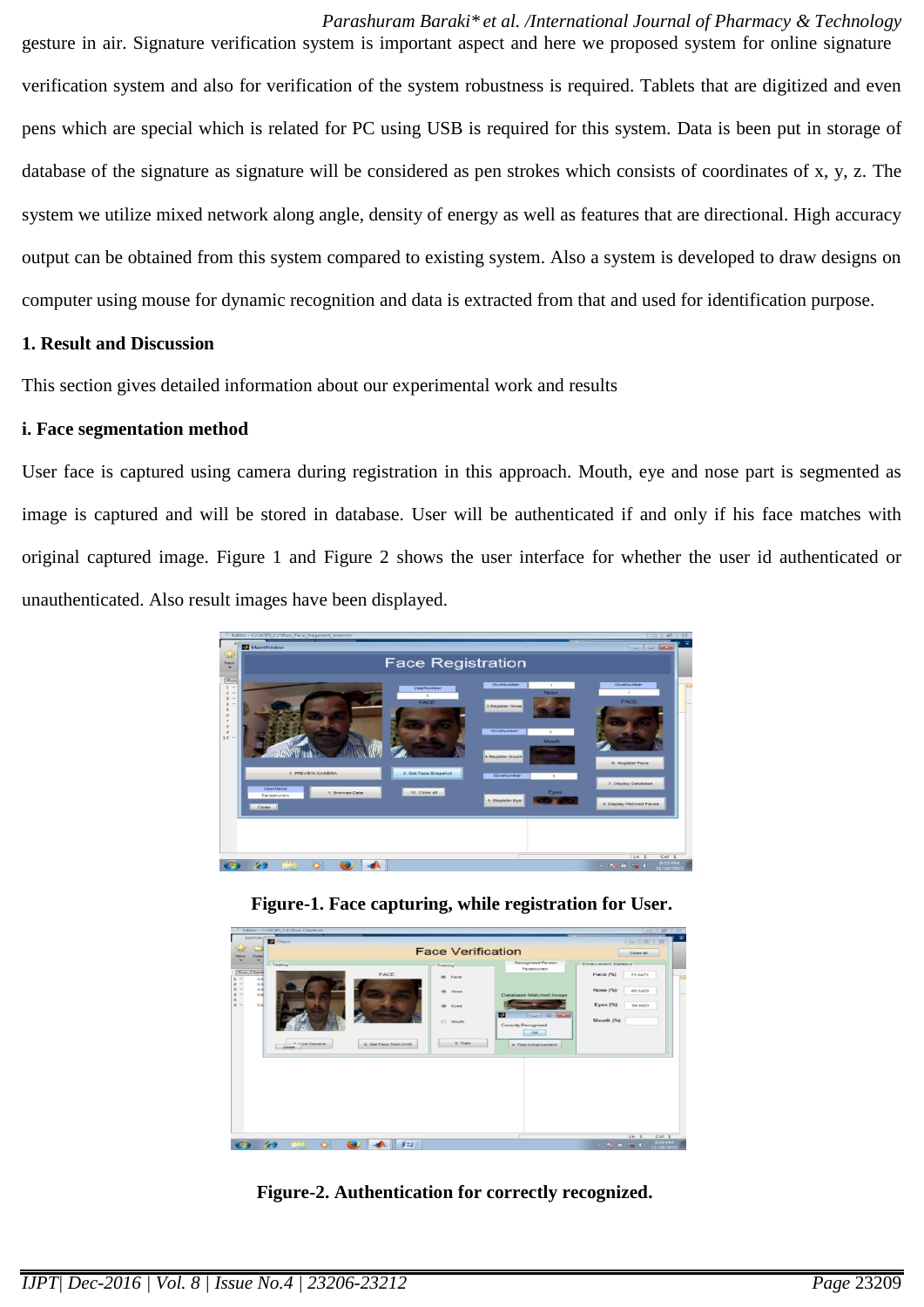gesture in air. Signature verification system is important aspect and here we proposed system for online signature verification system and also for verification of the system robustness is required. Tablets that are digitized and even pens which are special which is related for PC using USB is required for this system. Data is been put in storage of database of the signature as signature will be considered as pen strokes which consists of coordinates of x, y, z. The system we utilize mixed network along angle, density of energy as well as features that are directional. High accuracy output can be obtained from this system compared to existing system. Also a system is developed to draw designs on computer using mouse for dynamic recognition and data is extracted from that and used for identification purpose.

## 1. Result and Discussion

This section gives detailed information about our experimental work and results

### i. Face segmentation method

User face is captured using camera during registration in this approach. Mouth, eye and nose part is segmented as image is captured and will be stored in database. User will be authenticated if and only if his face matches with original captured image. Figure 1 and Figure 2 shows the user interface for whether the user id authenticated or unauthenticated. Also result images have been displayed.

**Figure-1. Face capturing, while registration for User.**

**Figure-2. Authentication for correctly recognized.**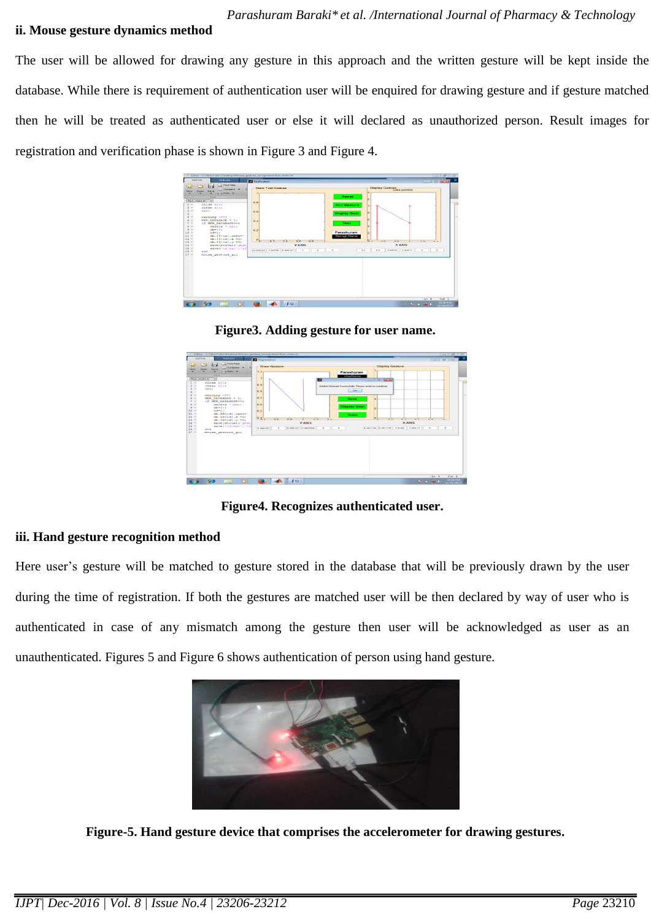### ii. Mouse gesture dynamics method

The user will be allowed for drawing any gesture in this approach and the written gesture will be kept inside the database. While there is requirement of authentication user will be enquired for drawing gesture and if gesture matched then he will be treated as authenticated user or else it will declared as unauthorized person. Result images for registration and verification phase is shown in Figure 3 and Figure 4.

**Figure3. Adding gesture for user name.**

**Figure4. Recognizes authenticated user.**

### iii. Hand gesture recognition method

Here user's gesture will be matched to gesture stored in the database that will be previously drawn by the user during the time of registration. If both the gestures are matched user will be then declared by way of user who is authenticated in case of any mismatch among the gesture then user will be acknowledged as user as an unauthenticated. Figures 5 and Figure 6 shows authentication of person using hand gesture.

**Figure-5. Hand gesture device that comprises the accelerometer for drawing gestures.**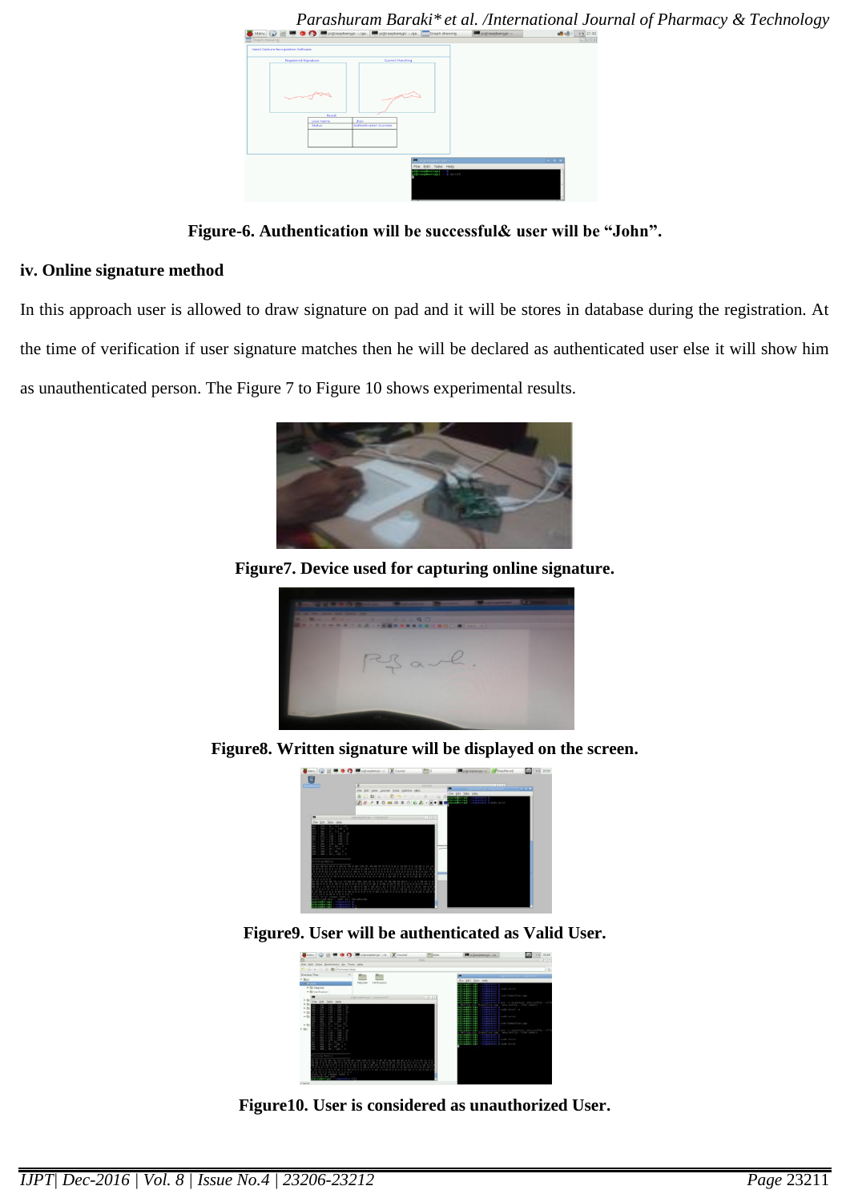**Figure-6. Authentication will be successful& user will be "John".**

### iv. Online signature method

In this approach user is allowed to draw signature on pad and it will be stores in database during the registration. At the time of verification if user signature matches then he will be declared as authenticated user else it will show him as unauthenticated person. The Figure 7 to Figure 10 shows experimental results.

**Figure7. Device used for capturing online signature.**

**Figure8. Written signature will be displayed on the screen.**

**Figure9. User will be authenticated as Valid User.**

**Figure10. User is considered as unauthorized User.**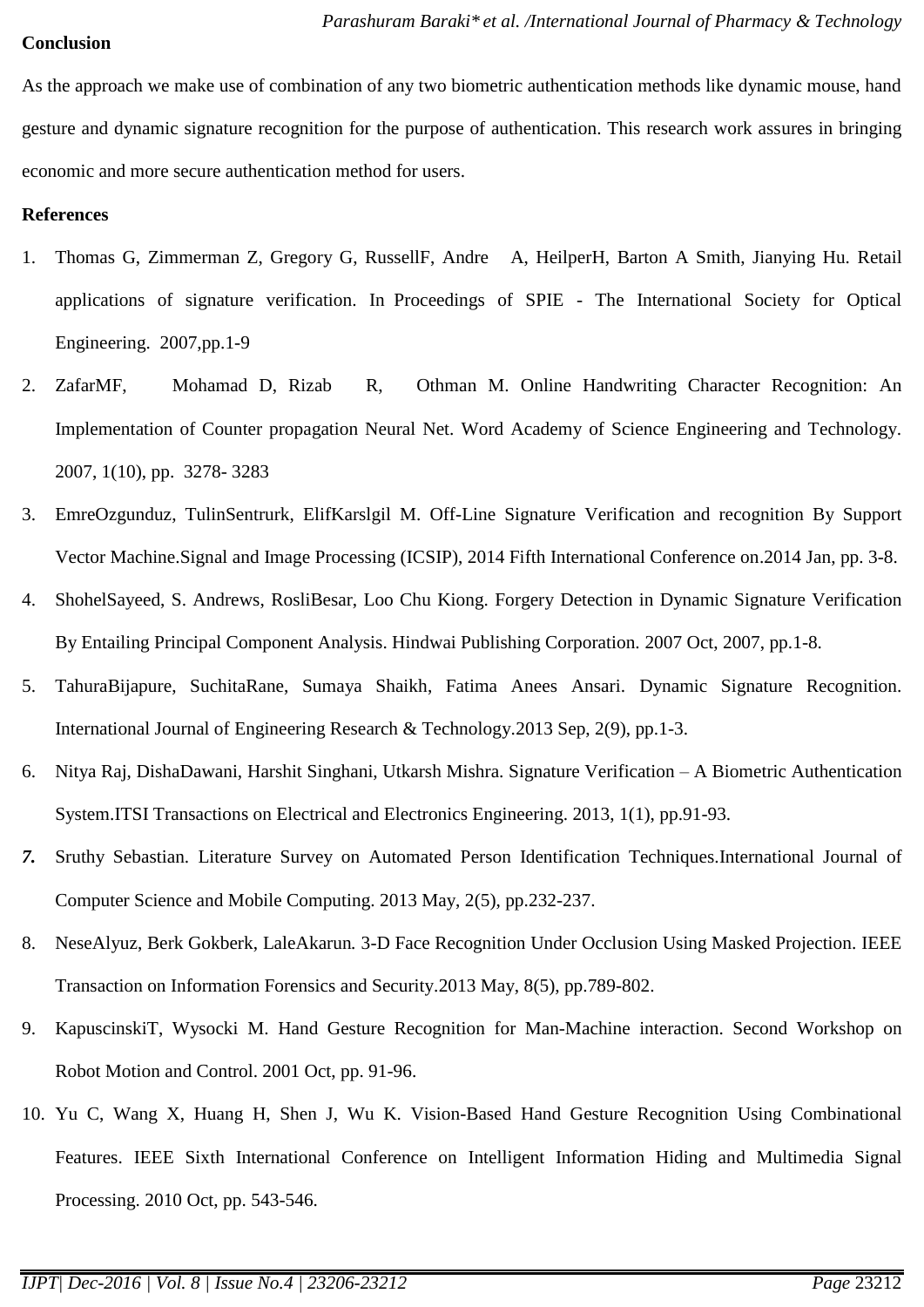**Conclusion**

As the approach we make use of combination of any two biometric authentication methods like dynamic mouse, hand gesture and dynamic signature recognition for the purpose of authentication. This research work assures in bringing economic and more secure authentication method for users.

**References**

1. Thomas G, Zimmerman Z, Gregory G, RussellF, Andre A, HeilperH, Barton A Smith, Jianying Hu. Retail applications of signature verification. In Proceedings of SPIE - The International Society for Optical Engineering. 2007,pp.1-9
2. ZafarMF, Mohamad D, Rizab R, Othman M. Online Handwriting Character Recognition: An Implementation of Counter propagation Neural Net. Word Academy of Science Engineering and Technology. 2007, 1(10), pp. 3278- 3283
3. EmreOzgunduz, TulinSentrurk, ElifKarslgil M. Off-Line Signature Verification and recognition By Support Vector Machine.Signal and Image Processing (ICSIP), 2014 Fifth International Conference on.2014 Jan, pp. 3-8.
4. ShohelSayeed, S. Andrews, RosliBesar, Loo Chu Kiong. Forgery Detection in Dynamic Signature Verification By Entailing Principal Component Analysis. Hindwai Publishing Corporation. 2007 Oct, 2007, pp.1-8.
5. TahuraBijapure, SuchitaRane, Sumaya Shaikh, Fatima Anees Ansari. Dynamic Signature Recognition. International Journal of Engineering Research & Technology.2013 Sep, 2(9), pp.1-3.
6. Nitya Raj, DishaDawani, Harshit Singhani, Utkarsh Mishra. Signature Verification – A Biometric Authentication System.ITSI Transactions on Electrical and Electronics Engineering. 2013, 1(1), pp.91-93.
7. Sruthy Sebastian. Literature Survey on Automated Person Identification Techniques.International Journal of Computer Science and Mobile Computing. 2013 May, 2(5), pp.232-237.
8. NeseAlyuz, Berk Gokberk, LaleAkarun. 3-D Face Recognition Under Occlusion Using Masked Projection. IEEE Transaction on Information Forensics and Security.2013 May, 8(5), pp.789-802.
9. KapuscinskiT, Wysocki M. Hand Gesture Recognition for Man-Machine interaction. Second Workshop on Robot Motion and Control. 2001 Oct, pp. 91-96.
10. Yu C, Wang X, Huang H, Shen J, Wu K. Vision-Based Hand Gesture Recognition Using Combinational Features. IEEE Sixth International Conference on Intelligent Information Hiding and Multimedia Signal Processing. 2010 Oct, pp. 543-546.